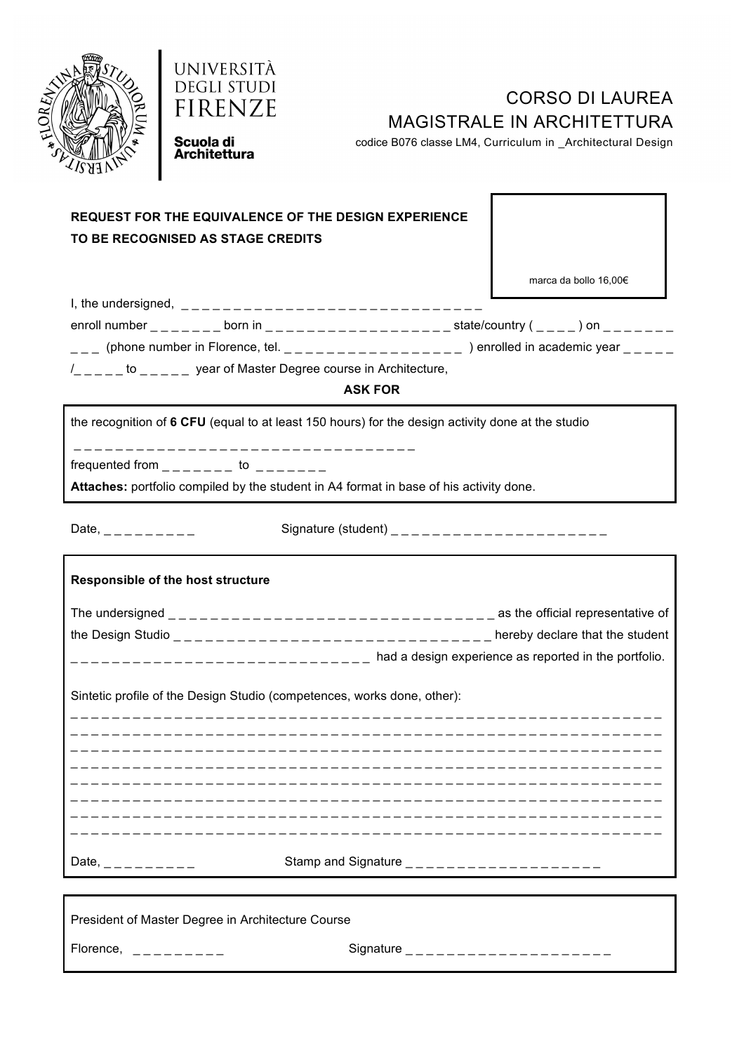UNIVERSITÀ DEGLI STUDI FIRENZE

**Scuola di Architettura**

# CORSO DI LAUREA MAGISTRALE IN ARCHITETTURA

codice B076 classe LM4, Curriculum in _Architectural Design

**REQUEST FOR THE EQUIVALENCE OF THE DESIGN EXPERIENCE TO BE RECOGNISED AS STAGE CREDITS**

marca da bollo 16,00€

I, the undersigned, _ _ _ _ _ _ _ _ _ _ _ _ _ _ _ _ _ _ _ _ _ _ _ _ _ _ _ _ _ _

enroll number _ _ _ _ _ _ _ born in _ _ _ _ _ _ _ _ _ _ _ _ _ _ _ _ _ _ _ state/country ( _ _ _ _ ) on _ _ _ _ _ _ _ _ _ _ (phone number in Florence, tel. _ _ _ _ _ _ _ _ _ _ _ _ _ _ _ _ _ _ _ ) enrolled in academic year _ _ _ _ _ /_ _ _ _ _ to _ _ _ _ _ year of Master Degree course in Architecture,

**ASK FOR**

the recognition of **6 CFU** (equal to at least 150 hours) for the design activity done at the studio

_ _ _ _ _ _ _ _ _ _ _ _ _ _ _ _ _ _ _ _ _ _ _ _ _ _ _ _ _ _ _ _ _ _ _ _

frequented from _ _ _ _ _ _ _ to _ _ _ _ _ _ _

**Attaches:** portfolio compiled by the student in A4 format in base of his activity done.

Date, _ _ _ _ _ _ _ _ _ Signature (student) _ _ _ _ _ _ _ _ _ _ _ _ _ _ _ _ _ _ _ _ _ _

**Responsible of the host structure**

The undersigned _ _ _ _ _ _ _ _ _ _ _ _ _ _ _ _ _ _ _ _ _ _ _ _ _ _ _ _ _ _ _ _ _ _ as the official representative of the Design Studio _ _ _ _ _ _ _ _ _ _ _ _ _ _ _ _ _ _ _ _ _ _ _ _ _ _ _ _ _ _ _ _ _ _ hereby declare that the student _ _ _ _ _ _ _ _ _ _ _ _ _ _ _ _ _ _ _ _ _ _ _ _ _ _ _ _ _ _ _ had a design experience as reported in the portfolio.

Sintetic profile of the Design Studio (competences, works done, other):

_ _ _ _ _ _ _ _ _ _ _ _ _ _ _ _ _ _ _ _ _ _ _ _ _ _ _ _ _ _ _ _ _ _ _ _ _ _ _ _ _ _ _ _ _ _ _ _ _ _ _ _ _ _ _ _ _ _ _ _ _ _ _ _ _

_ _ _ _ _ _ _ _ _ _ _ _ _ _ _ _ _ _ _ _ _ _ _ _ _ _ _ _ _ _ _ _ _ _ _ _ _ _ _ _ _ _ _ _ _ _ _ _ _ _ _ _ _ _ _ _ _ _ _ _ _ _ _ _ _

_ _ _ _ _ _ _ _ _ _ _ _ _ _ _ _ _ _ _ _ _ _ _ _ _ _ _ _ _ _ _ _ _ _ _ _ _ _ _ _ _ _ _ _ _ _ _ _ _ _ _ _ _ _ _ _ _ _ _ _ _ _ _ _ _

_ _ _ _ _ _ _ _ _ _ _ _ _ _ _ _ _ _ _ _ _ _ _ _ _ _ _ _ _ _ _ _ _ _ _ _ _ _ _ _ _ _ _ _ _ _ _ _ _ _ _ _ _ _ _ _ _ _ _ _ _ _ _ _ _

_ _ _ _ _ _ _ _ _ _ _ _ _ _ _ _ _ _ _ _ _ _ _ _ _ _ _ _ _ _ _ _ _ _ _ _ _ _ _ _ _ _ _ _ _ _ _ _ _ _ _ _ _ _ _ _ _ _ _ _ _ _ _ _ _

_ _ _ _ _ _ _ _ _ _ _ _ _ _ _ _ _ _ _ _ _ _ _ _ _ _ _ _ _ _ _ _ _ _ _ _ _ _ _ _ _ _ _ _ _ _ _ _ _ _ _ _ _ _ _ _ _ _ _ _ _ _ _ _ _

_ _ _ _ _ _ _ _ _ _ _ _ _ _ _ _ _ _ _ _ _ _ _ _ _ _ _ _ _ _ _ _ _ _ _ _ _ _ _ _ _ _ _ _ _ _ _ _ _ _ _ _ _ _ _ _ _ _ _ _ _ _ _ _ _

_ _ _ _ _ _ _ _ _ _ _ _ _ _ _ _ _ _ _ _ _ _ _ _ _ _ _ _ _ _ _ _ _ _ _ _ _ _ _ _ _ _ _ _ _ _ _ _ _ _ _ _ _ _ _ _ _ _ _ _ _ _ _ _ _

Date, _ _ _ _ _ _ _ _ _ Stamp and Signature _ _ _ _ _ _ _ _ _ _ _ _ _ _ _ _ _ _ _ _

President of Master Degree in Architecture Course

Florence, _ _ _ _ _ _ _ _ _ Signature _ _ _ _ _ _ _ _ _ _ _ _ _ _ _ _ _ _ _ _ _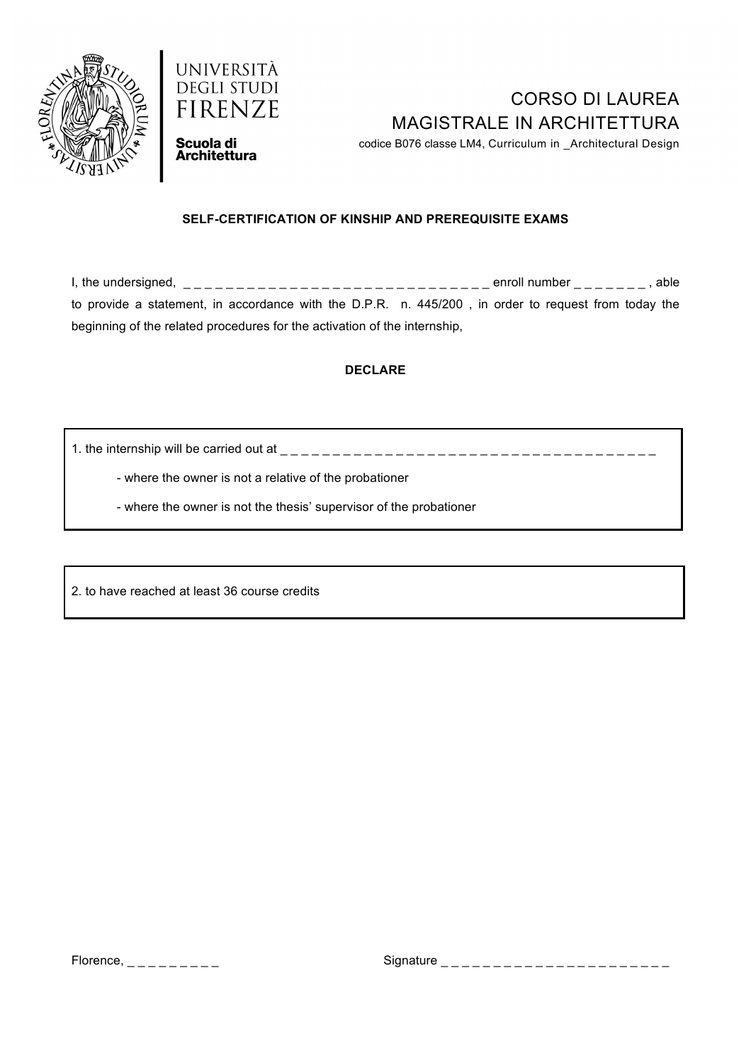UNIVERSITÀ DEGLI STUDI FIRENZE

Scuola di Architettura

# CORSO DI LAUREA MAGISTRALE IN ARCHITETTURA

codice B076 classe LM4, Curriculum in _Architectural Design

**SELF-CERTIFICATION OF KINSHIP AND PREREQUISITE EXAMS**

I, the undersigned, _ _ _ _ _ _ _ _ _ _ _ _ _ _ _ _ _ _ _ _ _ _ _ _ _ _ _ _ _ _ enroll number _ _ _ _ _ _ _ , able to provide a statement, in accordance with the D.P.R. n. 445/200 , in order to request from today the beginning of the related procedures for the activation of the internship,

**DECLARE**

1. the internship will be carried out at _ _ _ _ _ _ _ _ _ _ _ _ _ _ _ _ _ _ _ _ _ _ _ _ _ _ _ _ _ _ _ _ _ _ _ _ _ _ _

   - where the owner is not a relative of the probationer
   - where the owner is not the thesis' supervisor of the probationer

2. to have reached at least 36 course credits

Florence, _ _ _ _ _ _ _ _ _

Signature _ _ _ _ _ _ _ _ _ _ _ _ _ _ _ _ _ _ _ _ _ _